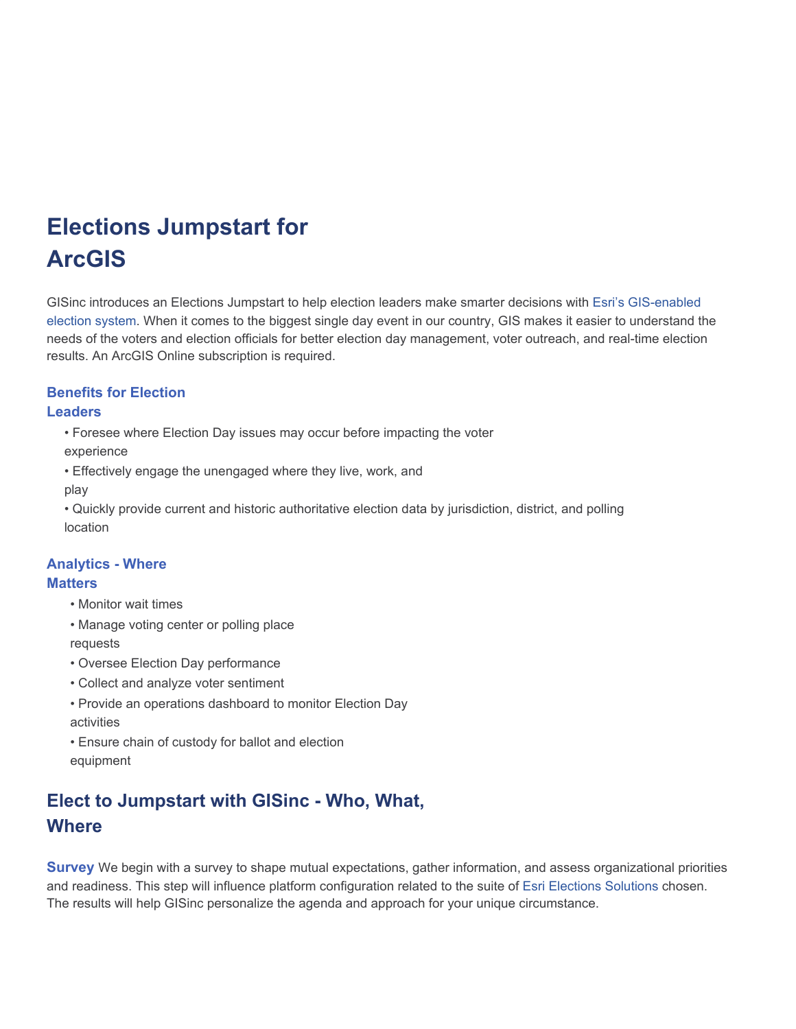# Elections Jumpstart for ArcGIS

GISinc introduces an Elections Jumpstart to help election leaders make smarter decisions with Esri's GIS-enabled election system. When it comes to the biggest single day event in our country, GIS makes it easier to understand the needs of the voters and election officials for better election day management, voter outreach, and real-time election results. An ArcGIS Online subscription is required.

### Benefits for Election Leaders

- Foresee where Election Day issues may occur before impacting the voter experience
- Effectively engage the unengaged where they live, work, and play
- Quickly provide current and historic authoritative election data by jurisdiction, district, and polling location

### Analytics - Where Matters

- Monitor wait times
- Manage voting center or polling place requests
- Oversee Election Day performance
- Collect and analyze voter sentiment
- Provide an operations dashboard to monitor Election Day activities
- Ensure chain of custody for ballot and election equipment

## Elect to Jumpstart with GISinc - Who, What, Where

**Survey** We begin with a survey to shape mutual expectations, gather information, and assess organizational priorities and readiness. This step will influence platform configuration related to the suite of Esri Elections Solutions chosen. The results will help GISinc personalize the agenda and approach for your unique circumstance.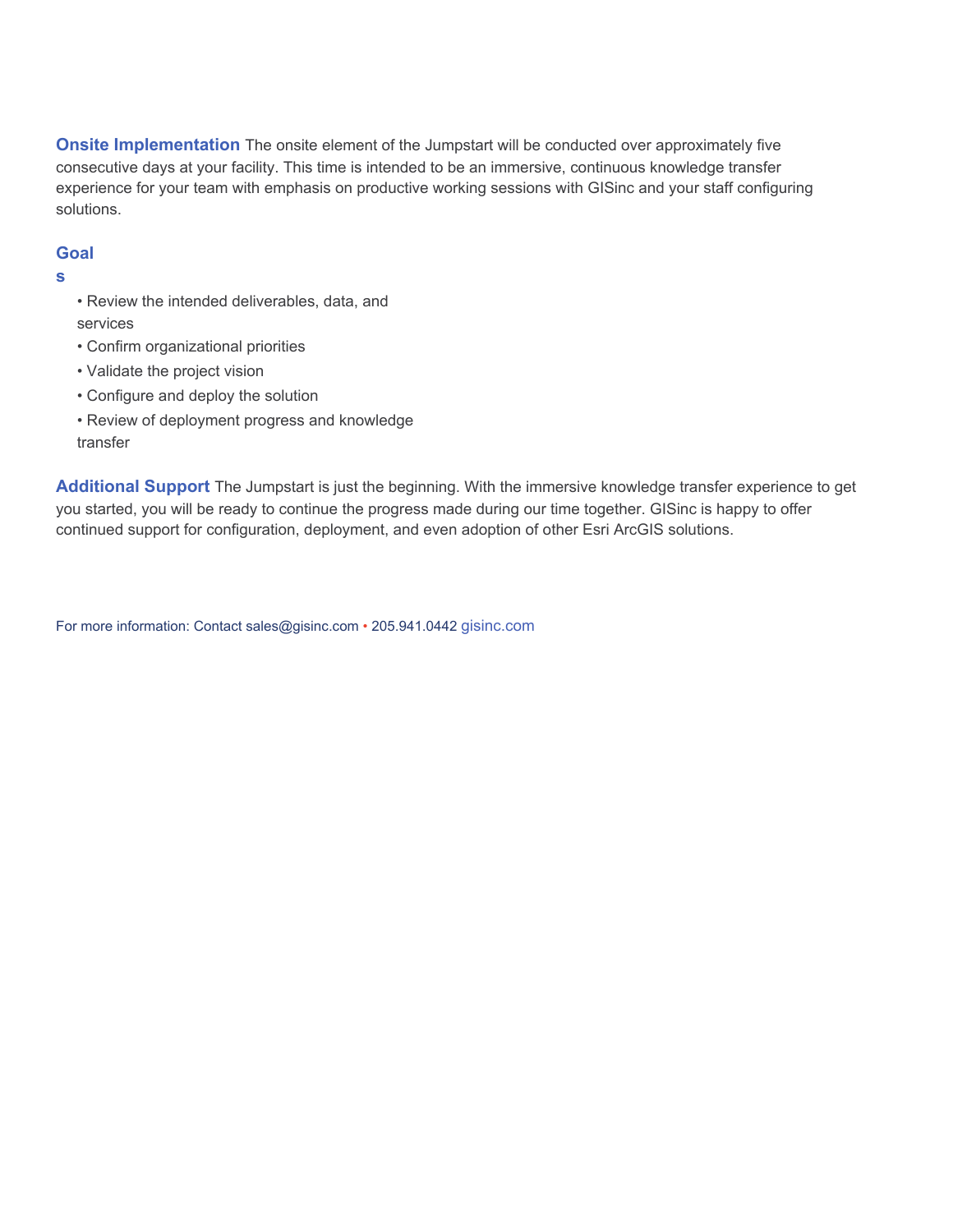**Onsite Implementation** The onsite element of the Jumpstart will be conducted over approximately five consecutive days at your facility. This time is intended to be an immersive, continuous knowledge transfer experience for your team with emphasis on productive working sessions with GISinc and your staff configuring solutions.

## Goals

- Review the intended deliverables, data, and services
- Confirm organizational priorities
- Validate the project vision
- Configure and deploy the solution
- Review of deployment progress and knowledge transfer

**Additional Support** The Jumpstart is just the beginning. With the immersive knowledge transfer experience to get you started, you will be ready to continue the progress made during our time together. GISinc is happy to offer continued support for configuration, deployment, and even adoption of other Esri ArcGIS solutions.

For more information: Contact sales@gisinc.com • 205.941.0442 gisinc.com